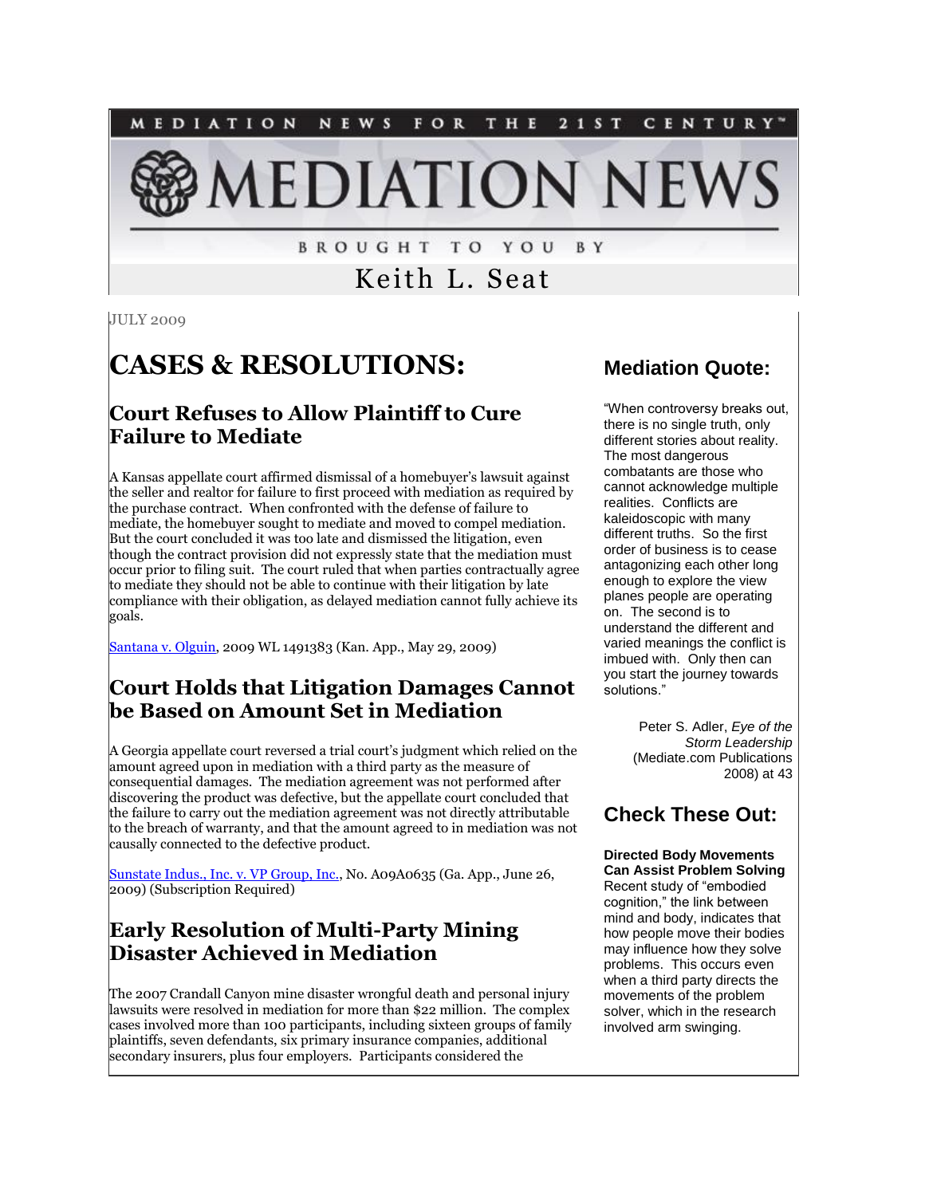MEDIATION NEWS FOR THE 21ST CENTURY™

# MEDIATION NEWS

BROUGHT TO YOU BY

Keith L. Seat

JULY 2009

# CASES & RESOLUTIONS:

## Court Refuses to Allow Plaintiff to Cure Failure to Mediate

A Kansas appellate court affirmed dismissal of a homebuyer's lawsuit against the seller and realtor for failure to first proceed with mediation as required by the purchase contract. When confronted with the defense of failure to mediate, the homebuyer sought to mediate and moved to compel mediation. But the court concluded it was too late and dismissed the litigation, even though the contract provision did not expressly state that the mediation must occur prior to filing suit. The court ruled that when parties contractually agree to mediate they should not be able to continue with their litigation by late compliance with their obligation, as delayed mediation cannot fully achieve its goals.

Santana v. Olguin, 2009 WL 1491383 (Kan. App., May 29, 2009)

## Court Holds that Litigation Damages Cannot be Based on Amount Set in Mediation

A Georgia appellate court reversed a trial court's judgment which relied on the amount agreed upon in mediation with a third party as the measure of consequential damages. The mediation agreement was not performed after discovering the product was defective, but the appellate court concluded that the failure to carry out the mediation agreement was not directly attributable to the breach of warranty, and that the amount agreed to in mediation was not causally connected to the defective product.

Sunstate Indus., Inc. v. VP Group, Inc., No. A09A0635 (Ga. App., June 26, 2009) (Subscription Required)

## Early Resolution of Multi-Party Mining Disaster Achieved in Mediation

The 2007 Crandall Canyon mine disaster wrongful death and personal injury lawsuits were resolved in mediation for more than $22 million. The complex cases involved more than 100 participants, including sixteen groups of family plaintiffs, seven defendants, six primary insurance companies, additional secondary insurers, plus four employers. Participants considered the

## Mediation Quote:

"When controversy breaks out, there is no single truth, only different stories about reality. The most dangerous combatants are those who cannot acknowledge multiple realities. Conflicts are kaleidoscopic with many different truths. So the first order of business is to cease antagonizing each other long enough to explore the view planes people are operating on. The second is to understand the different and varied meanings the conflict is imbued with. Only then can you start the journey towards solutions."

Peter S. Adler, *Eye of the Storm Leadership* (Mediate.com Publications 2008) at 43

## Check These Out:

**Directed Body Movements Can Assist Problem Solving**
Recent study of "embodied cognition," the link between mind and body, indicates that how people move their bodies may influence how they solve problems. This occurs even when a third party directs the movements of the problem solver, which in the research involved arm swinging.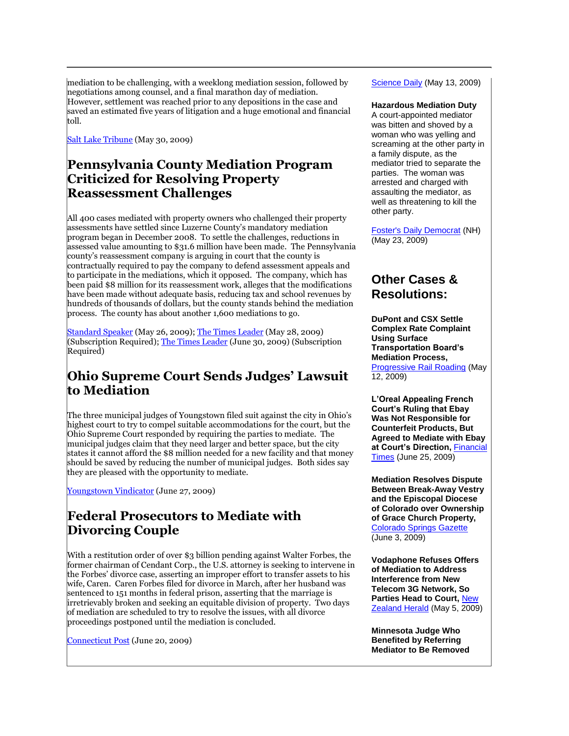mediation to be challenging, with a weeklong mediation session, followed by negotiations among counsel, and a final marathon day of mediation. However, settlement was reached prior to any depositions in the case and saved an estimated five years of litigation and a huge emotional and financial toll.

Salt Lake Tribune (May 30, 2009)

## Pennsylvania County Mediation Program Criticized for Resolving Property Reassessment Challenges

All 400 cases mediated with property owners who challenged their property assessments have settled since Luzerne County's mandatory mediation program began in December 2008. To settle the challenges, reductions in assessed value amounting to $31.6 million have been made. The Pennsylvania county's reassessment company is arguing in court that the county is contractually required to pay the company to defend assessment appeals and to participate in the mediations, which it opposed. The company, which has been paid $8 million for its reassessment work, alleges that the modifications have been made without adequate basis, reducing tax and school revenues by hundreds of thousands of dollars, but the county stands behind the mediation process. The county has about another 1,600 mediations to go.

Standard Speaker (May 26, 2009); The Times Leader (May 28, 2009) (Subscription Required); The Times Leader (June 30, 2009) (Subscription Required)

## Ohio Supreme Court Sends Judges' Lawsuit to Mediation

The three municipal judges of Youngstown filed suit against the city in Ohio's highest court to try to compel suitable accommodations for the court, but the Ohio Supreme Court responded by requiring the parties to mediate. The municipal judges claim that they need larger and better space, but the city states it cannot afford the $8 million needed for a new facility and that money should be saved by reducing the number of municipal judges. Both sides say they are pleased with the opportunity to mediate.

Youngstown Vindicator (June 27, 2009)

## Federal Prosecutors to Mediate with Divorcing Couple

With a restitution order of over $3 billion pending against Walter Forbes, the former chairman of Cendant Corp., the U.S. attorney is seeking to intervene in the Forbes' divorce case, asserting an improper effort to transfer assets to his wife, Caren. Caren Forbes filed for divorce in March, after her husband was sentenced to 151 months in federal prison, asserting that the marriage is irretrievably broken and seeking an equitable division of property. Two days of mediation are scheduled to try to resolve the issues, with all divorce proceedings postponed until the mediation is concluded.

Connecticut Post (June 20, 2009)

Science Daily (May 13, 2009)

**Hazardous Mediation Duty**
A court-appointed mediator was bitten and shoved by a woman who was yelling and screaming at the other party in a family dispute, as the mediator tried to separate the parties. The woman was arrested and charged with assaulting the mediator, as well as threatening to kill the other party.

Foster's Daily Democrat (NH) (May 23, 2009)

## Other Cases & Resolutions:

**DuPont and CSX Settle Complex Rate Complaint Using Surface Transportation Board's Mediation Process,** Progressive Rail Roading (May 12, 2009)

**L'Oreal Appealing French Court's Ruling that Ebay Was Not Responsible for Counterfeit Products, But Agreed to Mediate with Ebay at Court's Direction,** Financial Times (June 25, 2009)

**Mediation Resolves Dispute Between Break-Away Vestry and the Episcopal Diocese of Colorado over Ownership of Grace Church Property,** Colorado Springs Gazette (June 3, 2009)

**Vodaphone Refuses Offers of Mediation to Address Interference from New Telecom 3G Network, So Parties Head to Court,** New Zealand Herald (May 5, 2009)

**Minnesota Judge Who Benefited by Referring Mediator to Be Removed**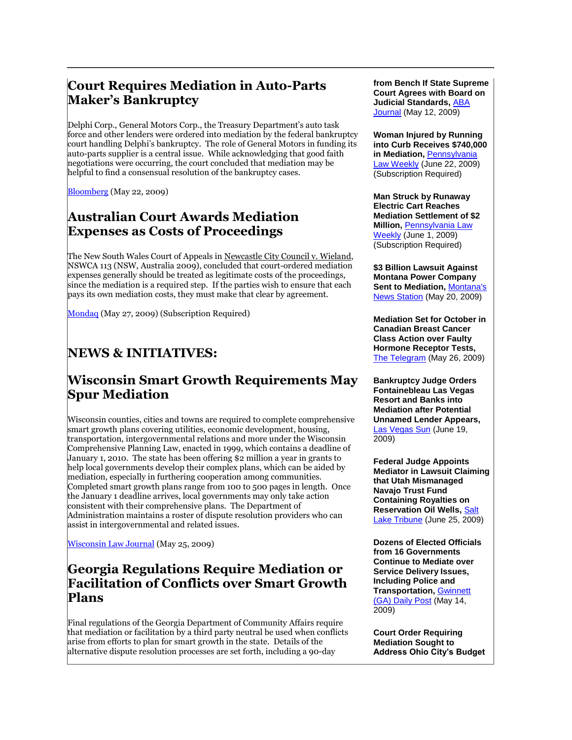## Court Requires Mediation in Auto-Parts Maker's Bankruptcy

Delphi Corp., General Motors Corp., the Treasury Department's auto task force and other lenders were ordered into mediation by the federal bankruptcy court handling Delphi's bankruptcy. The role of General Motors in funding its auto-parts supplier is a central issue. While acknowledging that good faith negotiations were occurring, the court concluded that mediation may be helpful to find a consensual resolution of the bankruptcy cases.

Bloomberg (May 22, 2009)

## Australian Court Awards Mediation Expenses as Costs of Proceedings

The New South Wales Court of Appeals in Newcastle City Council v. Wieland, NSWCA 113 (NSW, Australia 2009), concluded that court-ordered mediation expenses generally should be treated as legitimate costs of the proceedings, since the mediation is a required step. If the parties wish to ensure that each pays its own mediation costs, they must make that clear by agreement.

Mondaq (May 27, 2009) (Subscription Required)

# NEWS & INITIATIVES:

## Wisconsin Smart Growth Requirements May Spur Mediation

Wisconsin counties, cities and towns are required to complete comprehensive smart growth plans covering utilities, economic development, housing, transportation, intergovernmental relations and more under the Wisconsin Comprehensive Planning Law, enacted in 1999, which contains a deadline of January 1, 2010. The state has been offering $2 million a year in grants to help local governments develop their complex plans, which can be aided by mediation, especially in furthering cooperation among communities. Completed smart growth plans range from 100 to 500 pages in length. Once the January 1 deadline arrives, local governments may only take action consistent with their comprehensive plans. The Department of Administration maintains a roster of dispute resolution providers who can assist in intergovernmental and related issues.

Wisconsin Law Journal (May 25, 2009)

## Georgia Regulations Require Mediation or Facilitation of Conflicts over Smart Growth Plans

Final regulations of the Georgia Department of Community Affairs require that mediation or facilitation by a third party neutral be used when conflicts arise from efforts to plan for smart growth in the state. Details of the alternative dispute resolution processes are set forth, including a 90-day

**from Bench If State Supreme Court Agrees with Board on Judicial Standards,** ABA Journal (May 12, 2009)

**Woman Injured by Running into Curb Receives $740,000 in Mediation,** Pennsylvania Law Weekly (June 22, 2009) (Subscription Required)

**Man Struck by Runaway Electric Cart Reaches Mediation Settlement of $2 Million,** Pennsylvania Law Weekly (June 1, 2009) (Subscription Required)

**$3 Billion Lawsuit Against Montana Power Company Sent to Mediation,** Montana's News Station (May 20, 2009)

**Mediation Set for October in Canadian Breast Cancer Class Action over Faulty Hormone Receptor Tests,** The Telegram (May 26, 2009)

**Bankruptcy Judge Orders Fontainebleau Las Vegas Resort and Banks into Mediation after Potential Unnamed Lender Appears,** Las Vegas Sun (June 19, 2009)

**Federal Judge Appoints Mediator in Lawsuit Claiming that Utah Mismanaged Navajo Trust Fund Containing Royalties on Reservation Oil Wells,** Salt Lake Tribune (June 25, 2009)

**Dozens of Elected Officials from 16 Governments Continue to Mediate over Service Delivery Issues, Including Police and Transportation,** Gwinnett (GA) Daily Post (May 14, 2009)

**Court Order Requiring Mediation Sought to Address Ohio City's Budget**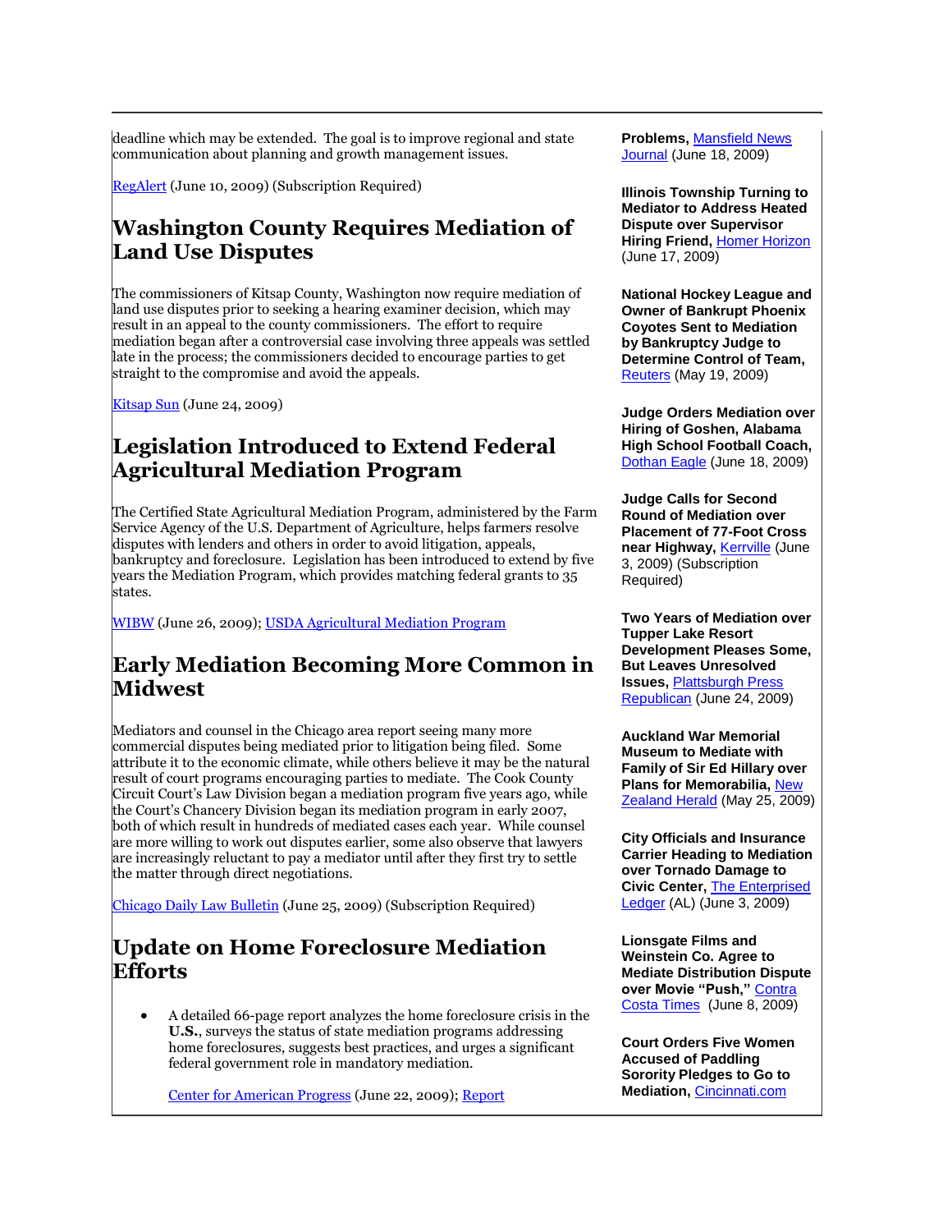deadline which may be extended. The goal is to improve regional and state communication about planning and growth management issues.

RegAlert (June 10, 2009) (Subscription Required)

## Washington County Requires Mediation of Land Use Disputes

The commissioners of Kitsap County, Washington now require mediation of land use disputes prior to seeking a hearing examiner decision, which may result in an appeal to the county commissioners. The effort to require mediation began after a controversial case involving three appeals was settled late in the process; the commissioners decided to encourage parties to get straight to the compromise and avoid the appeals.

Kitsap Sun (June 24, 2009)

## Legislation Introduced to Extend Federal Agricultural Mediation Program

The Certified State Agricultural Mediation Program, administered by the Farm Service Agency of the U.S. Department of Agriculture, helps farmers resolve disputes with lenders and others in order to avoid litigation, appeals, bankruptcy and foreclosure. Legislation has been introduced to extend by five years the Mediation Program, which provides matching federal grants to 35 states.

WIBW (June 26, 2009); USDA Agricultural Mediation Program

## Early Mediation Becoming More Common in Midwest

Mediators and counsel in the Chicago area report seeing many more commercial disputes being mediated prior to litigation being filed. Some attribute it to the economic climate, while others believe it may be the natural result of court programs encouraging parties to mediate. The Cook County Circuit Court's Law Division began a mediation program five years ago, while the Court's Chancery Division began its mediation program in early 2007, both of which result in hundreds of mediated cases each year. While counsel are more willing to work out disputes earlier, some also observe that lawyers are increasingly reluctant to pay a mediator until after they first try to settle the matter through direct negotiations.

Chicago Daily Law Bulletin (June 25, 2009) (Subscription Required)

## Update on Home Foreclosure Mediation Efforts

- A detailed 66-page report analyzes the home foreclosure crisis in the **U.S.**, surveys the status of state mediation programs addressing home foreclosures, suggests best practices, and urges a significant federal government role in mandatory mediation.

  Center for American Progress (June 22, 2009); Report

**Problems,** Mansfield News Journal (June 18, 2009)

**Illinois Township Turning to Mediator to Address Heated Dispute over Supervisor Hiring Friend,** Homer Horizon (June 17, 2009)

**National Hockey League and Owner of Bankrupt Phoenix Coyotes Sent to Mediation by Bankruptcy Judge to Determine Control of Team,** Reuters (May 19, 2009)

**Judge Orders Mediation over Hiring of Goshen, Alabama High School Football Coach,** Dothan Eagle (June 18, 2009)

**Judge Calls for Second Round of Mediation over Placement of 77-Foot Cross near Highway,** Kerrville (June 3, 2009) (Subscription Required)

**Two Years of Mediation over Tupper Lake Resort Development Pleases Some, But Leaves Unresolved Issues,** Plattsburgh Press Republican (June 24, 2009)

**Auckland War Memorial Museum to Mediate with Family of Sir Ed Hillary over Plans for Memorabilia,** New Zealand Herald (May 25, 2009)

**City Officials and Insurance Carrier Heading to Mediation over Tornado Damage to Civic Center,** The Enterprised Ledger (AL) (June 3, 2009)

**Lionsgate Films and Weinstein Co. Agree to Mediate Distribution Dispute over Movie "Push,"** Contra Costa Times (June 8, 2009)

**Court Orders Five Women Accused of Paddling Sorority Pledges to Go to Mediation,** Cincinnati.com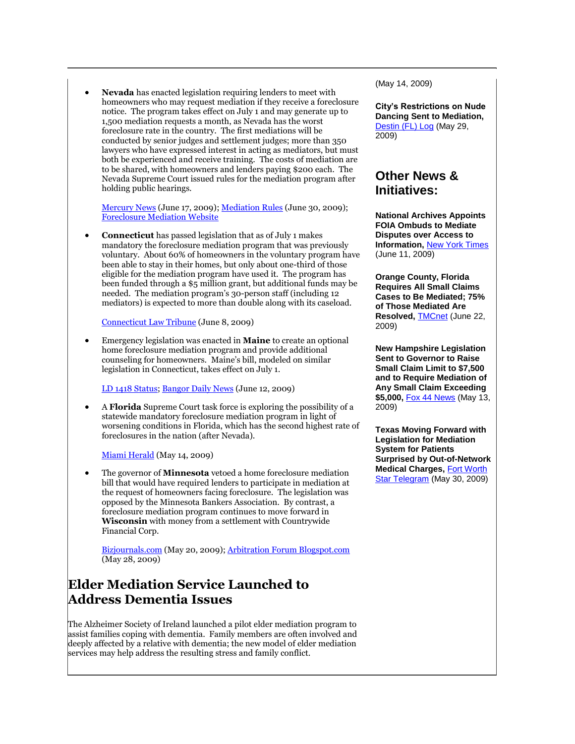- **Nevada** has enacted legislation requiring lenders to meet with homeowners who may request mediation if they receive a foreclosure notice. The program takes effect on July 1 and may generate up to 1,500 mediation requests a month, as Nevada has the worst foreclosure rate in the country. The first mediations will be conducted by senior judges and settlement judges; more than 350 lawyers who have expressed interest in acting as mediators, but must both be experienced and receive training. The costs of mediation are to be shared, with homeowners and lenders paying $200 each. The Nevada Supreme Court issued rules for the mediation program after holding public hearings.

  Mercury News (June 17, 2009); Mediation Rules (June 30, 2009); Foreclosure Mediation Website

- **Connecticut** has passed legislation that as of July 1 makes mandatory the foreclosure mediation program that was previously voluntary. About 60% of homeowners in the voluntary program have been able to stay in their homes, but only about one-third of those eligible for the mediation program have used it. The program has been funded through a $5 million grant, but additional funds may be needed. The mediation program's 30-person staff (including 12 mediators) is expected to more than double along with its caseload.

  Connecticut Law Tribune (June 8, 2009)

- Emergency legislation was enacted in **Maine** to create an optional home foreclosure mediation program and provide additional counseling for homeowners. Maine's bill, modeled on similar legislation in Connecticut, takes effect on July 1.

  LD 1418 Status; Bangor Daily News (June 12, 2009)

- A **Florida** Supreme Court task force is exploring the possibility of a statewide mandatory foreclosure mediation program in light of worsening conditions in Florida, which has the second highest rate of foreclosures in the nation (after Nevada).

  Miami Herald (May 14, 2009)

- The governor of **Minnesota** vetoed a home foreclosure mediation bill that would have required lenders to participate in mediation at the request of homeowners facing foreclosure. The legislation was opposed by the Minnesota Bankers Association. By contrast, a foreclosure mediation program continues to move forward in **Wisconsin** with money from a settlement with Countrywide Financial Corp.

  Bizjournals.com (May 20, 2009); Arbitration Forum Blogspot.com (May 28, 2009)

# Elder Mediation Service Launched to Address Dementia Issues

The Alzheimer Society of Ireland launched a pilot elder mediation program to assist families coping with dementia. Family members are often involved and deeply affected by a relative with dementia; the new model of elder mediation services may help address the resulting stress and family conflict.

(May 14, 2009)

**City's Restrictions on Nude Dancing Sent to Mediation,** Destin (FL) Log (May 29, 2009)

## Other News & Initiatives:

**National Archives Appoints FOIA Ombuds to Mediate Disputes over Access to Information,** New York Times (June 11, 2009)

**Orange County, Florida Requires All Small Claims Cases to Be Mediated; 75% of Those Mediated Are Resolved,** TMCnet (June 22, 2009)

**New Hampshire Legislation Sent to Governor to Raise Small Claim Limit to $7,500 and to Require Mediation of Any Small Claim Exceeding $5,000,** Fox 44 News (May 13, 2009)

**Texas Moving Forward with Legislation for Mediation System for Patients Surprised by Out-of-Network Medical Charges,** Fort Worth Star Telegram (May 30, 2009)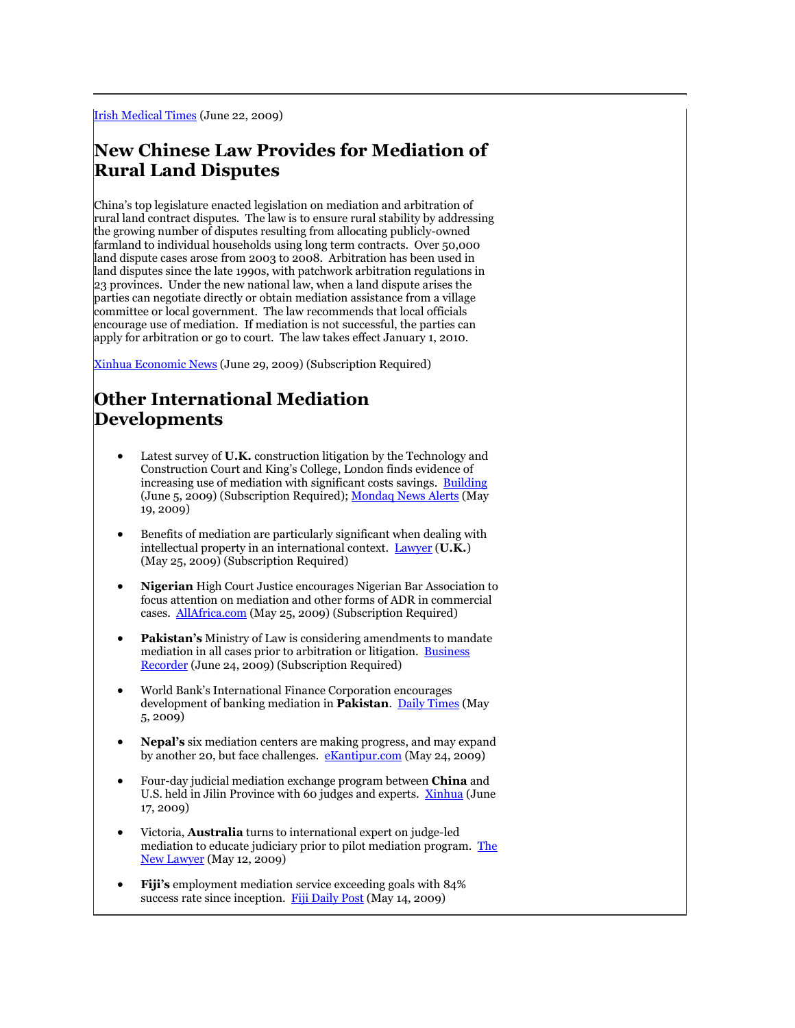Irish Medical Times (June 22, 2009)

## New Chinese Law Provides for Mediation of Rural Land Disputes

China's top legislature enacted legislation on mediation and arbitration of rural land contract disputes. The law is to ensure rural stability by addressing the growing number of disputes resulting from allocating publicly-owned farmland to individual households using long term contracts. Over 50,000 land dispute cases arose from 2003 to 2008. Arbitration has been used in land disputes since the late 1990s, with patchwork arbitration regulations in 23 provinces. Under the new national law, when a land dispute arises the parties can negotiate directly or obtain mediation assistance from a village committee or local government. The law recommends that local officials encourage use of mediation. If mediation is not successful, the parties can apply for arbitration or go to court. The law takes effect January 1, 2010.

Xinhua Economic News (June 29, 2009) (Subscription Required)

## Other International Mediation Developments

- Latest survey of **U.K.** construction litigation by the Technology and Construction Court and King's College, London finds evidence of increasing use of mediation with significant costs savings. Building (June 5, 2009) (Subscription Required); Mondaq News Alerts (May 19, 2009)
- Benefits of mediation are particularly significant when dealing with intellectual property in an international context. Lawyer (**U.K.**) (May 25, 2009) (Subscription Required)
- **Nigerian** High Court Justice encourages Nigerian Bar Association to focus attention on mediation and other forms of ADR in commercial cases. AllAfrica.com (May 25, 2009) (Subscription Required)
- **Pakistan's** Ministry of Law is considering amendments to mandate mediation in all cases prior to arbitration or litigation. Business Recorder (June 24, 2009) (Subscription Required)
- World Bank's International Finance Corporation encourages development of banking mediation in **Pakistan**. Daily Times (May 5, 2009)
- **Nepal's** six mediation centers are making progress, and may expand by another 20, but face challenges. eKantipur.com (May 24, 2009)
- Four-day judicial mediation exchange program between **China** and U.S. held in Jilin Province with 60 judges and experts. Xinhua (June 17, 2009)
- Victoria, **Australia** turns to international expert on judge-led mediation to educate judiciary prior to pilot mediation program. The New Lawyer (May 12, 2009)
- **Fiji's** employment mediation service exceeding goals with 84% success rate since inception. Fiji Daily Post (May 14, 2009)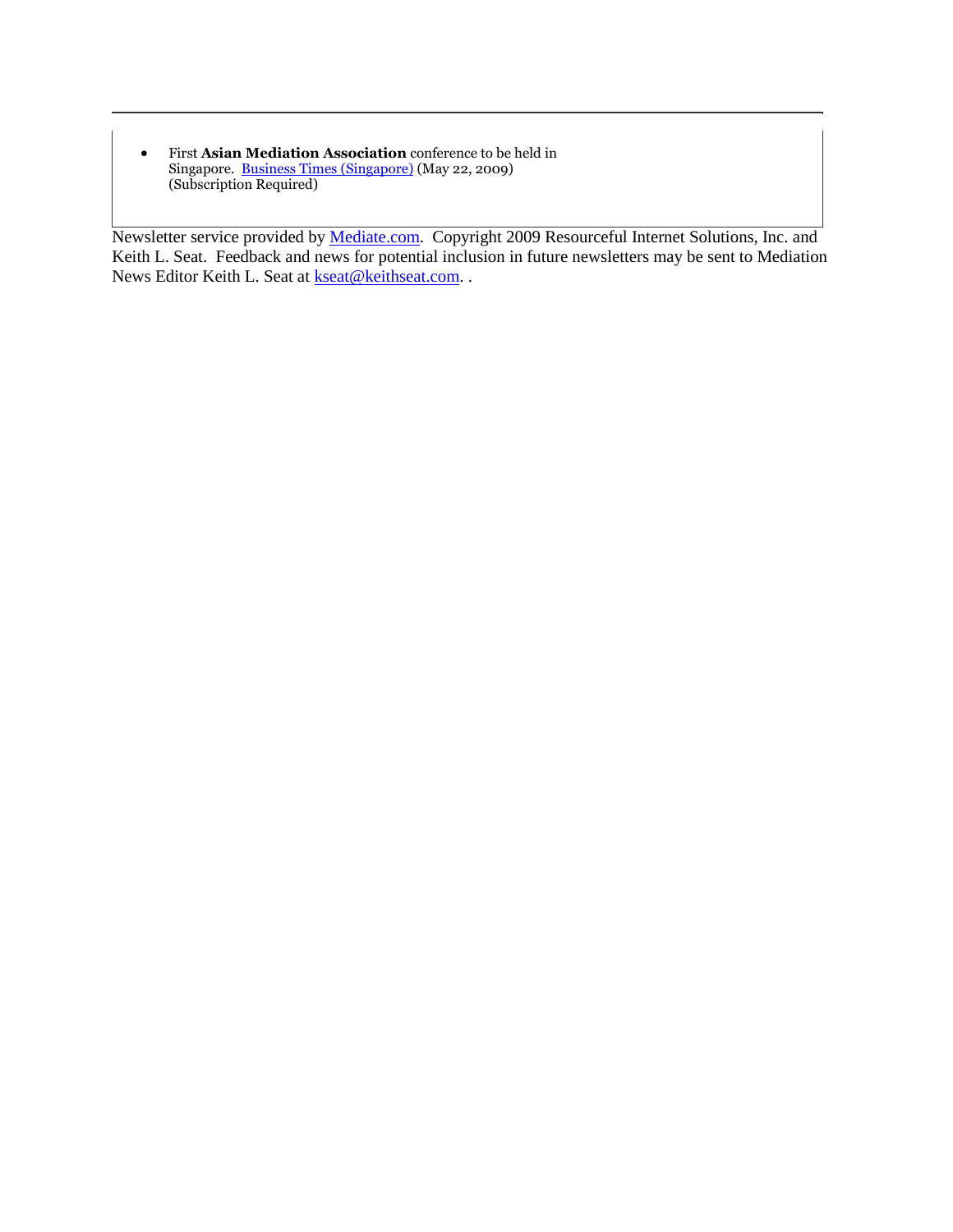- First **Asian Mediation Association** conference to be held in Singapore. Business Times (Singapore) (May 22, 2009) (Subscription Required)

Newsletter service provided by Mediate.com. Copyright 2009 Resourceful Internet Solutions, Inc. and Keith L. Seat. Feedback and news for potential inclusion in future newsletters may be sent to Mediation News Editor Keith L. Seat at kseat@keithseat.com. .